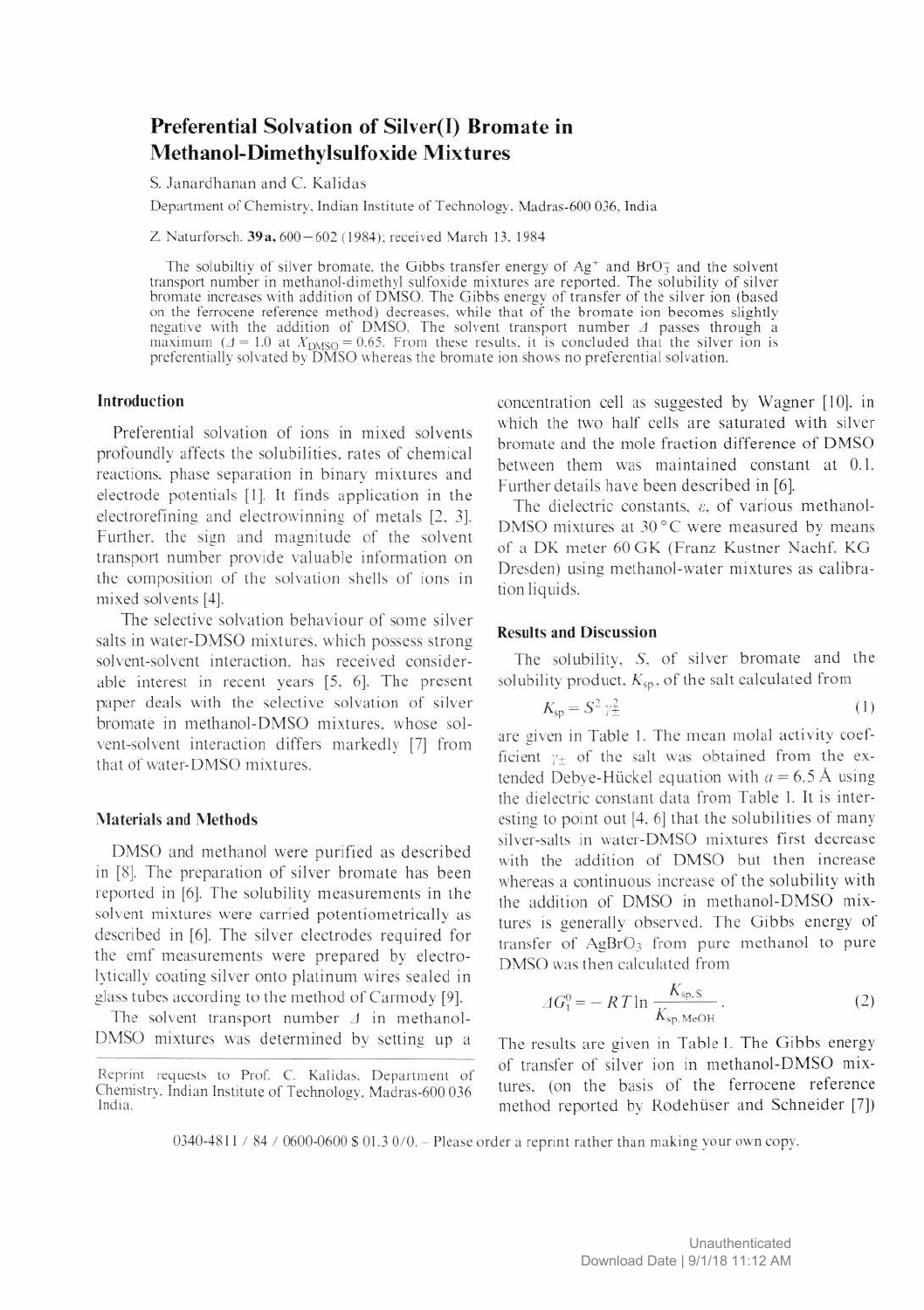# Preferential Solvation of Silver(I) Bromate in Methanol-Dimethylsulfoxide Mixtures

S. Janardhanan and C. Kalidas

Department of Chemistry, Indian Institute of Technology, Madras-600 036, India

Z. Naturforsch. **39a**, 600–602 (1984); received March 13, 1984

The solubiltiy of silver bromate, the Gibbs transfer energy of $Ag^+$ and $BrO_3^-$ and the solvent transport number in methanol-dimethyl sulfoxide mixtures are reported. The solubility of silver bromate increases with addition of DMSO. The Gibbs energy of transfer of the silver ion (based on the ferrocene reference method) decreases, while that of the bromate ion becomes slightly negative with the addition of DMSO. The solvent transport number $\Delta$ passes through a maximum ($\Delta = 1.0$ at $X_{DMSO} = 0.65$. From these results, it is concluded that the silver ion is preferentially solvated by DMSO whereas the bromate ion shows no preferential solvation.

## Introduction

Preferential solvation of ions in mixed solvents profoundly affects the solubilities, rates of chemical reactions, phase separation in binary mixtures and electrode potentials [1]. It finds application in the electrorefining and electrowinning of metals [2, 3]. Further, the sign and magnitude of the solvent transport number provide valuable information on the composition of the solvation shells of ions in mixed solvents [4].

The selective solvation behaviour of some silver salts in water-DMSO mixtures, which possess strong solvent-solvent interaction, has received considerable interest in recent years [5, 6]. The present paper deals with the selective solvation of silver bromate in methanol-DMSO mixtures, whose solvent-solvent interaction differs markedly [7] from that of water-DMSO mixtures.

## Materials and Methods

DMSO and methanol were purified as described in [8]. The preparation of silver bromate has been reported in [6]. The solubility measurements in the solvent mixtures were carried potentiometrically as described in [6]. The silver electrodes required for the emf measurements were prepared by electrolytically coating silver onto platinum wires sealed in glass tubes according to the method of Carmody [9].

The solvent transport number $\Delta$ in methanol-DMSO mixtures was determined by setting up a concentration cell as suggested by Wagner [10], in which the two half cells are saturated with silver bromate and the mole fraction difference of DMSO between them was maintained constant at 0.1. Further details have been described in [6].

The dielectric constants, $\varepsilon$, of various methanol-DMSO mixtures at 30 °C were measured by means of a DK meter 60 GK (Franz Kustner Nachf. KG Dresden) using methanol-water mixtures as calibration liquids.

## Results and Discussion

The solubility, $S$, of silver bromate and the solubility product, $K_{sp}$, of the salt calculated from

$$K_{sp} = S^2 \gamma_\pm^2 \tag{1}$$

are given in Table 1. The mean molal activity coefficient $\gamma_\pm$ of the salt was obtained from the extended Debye-Hückel equation with $a = 6.5$ Å using the dielectric constant data from Table 1. It is interesting to point out [4, 6] that the solubilities of many silver-salts in water-DMSO mixtures first decrease with the addition of DMSO but then increase whereas a continuous increase of the solubility with the addition of DMSO in methanol-DMSO mixtures is generally observed. The Gibbs energy of transfer of $AgBrO_3$ from pure methanol to pure DMSO was then calculated from

$$\Delta G_t^0 = -RT \ln \frac{K_{sp,S}}{K_{sp,MeOH}}. \tag{2}$$

The results are given in Table 1. The Gibbs energy of transfer of silver ion in methanol-DMSO mixtures, (on the basis of the ferrocene reference method reported by Rodehüser and Schneider [7])

Reprint requests to Prof. C. Kalidas, Department of Chemistry, Indian Institute of Technology, Madras-600 036 India.

0340-4811 / 84 / 0600-0600 $ 01.3 0/0. – Please order a reprint rather than making your own copy.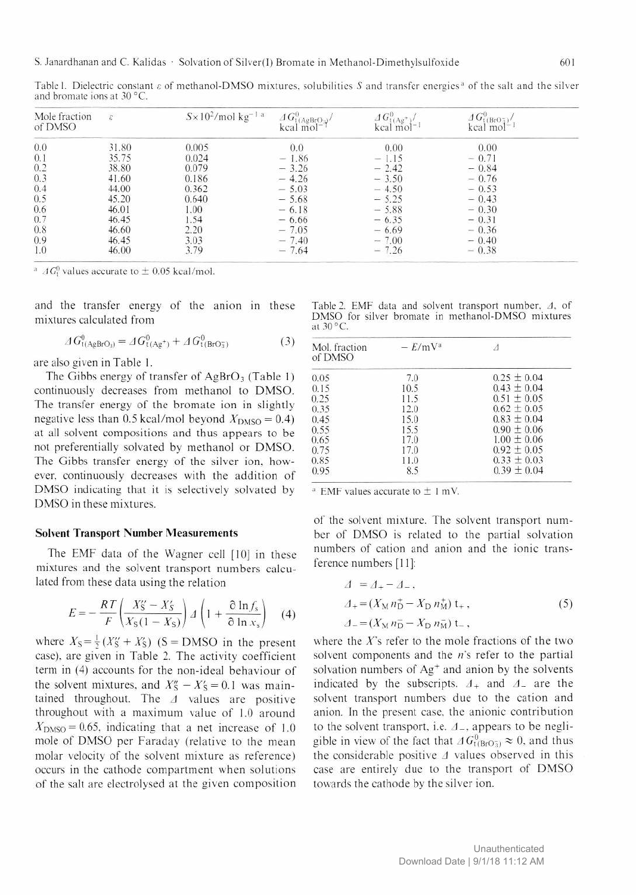Table 1. Dielectric constant $\varepsilon$ of methanol-DMSO mixtures, solubilities $S$ and transfer energies[a] of the salt and the silver and bromate ions at 30 °C.

| Mole fraction of DMSO | $\varepsilon$ | $S \times 10^2$/mol kg$^{-1}$ [a] | $\Delta G^0_{t(AgBrO_3)}$/ kcal mol$^{-1}$ | $\Delta G^0_{t(Ag^+)}$/ kcal mol$^{-1}$ | $\Delta G^0_{t(BrO_3^-)}$/ kcal mol$^{-1}$ |
|---|---|---|---|---|---|
| 0.0 | 31.80 | 0.005 | 0.0 | 0.00 | 0.00 |
| 0.1 | 35.75 | 0.024 | − 1.86 | − 1.15 | − 0.71 |
| 0.2 | 38.80 | 0.079 | − 3.26 | − 2.42 | − 0.84 |
| 0.3 | 41.60 | 0.186 | − 4.26 | − 3.50 | − 0.76 |
| 0.4 | 44.00 | 0.362 | − 5.03 | − 4.50 | − 0.53 |
| 0.5 | 45.20 | 0.640 | − 5.68 | − 5.25 | − 0.43 |
| 0.6 | 46.01 | 1.00 | − 6.18 | − 5.88 | − 0.30 |
| 0.7 | 46.45 | 1.54 | − 6.66 | − 6.35 | − 0.31 |
| 0.8 | 46.60 | 2.20 | − 7.05 | − 6.69 | − 0.36 |
| 0.9 | 46.45 | 3.03 | − 7.40 | − 7.00 | − 0.40 |
| 1.0 | 46.00 | 3.79 | − 7.64 | − 7.26 | − 0.38 |

[a] $\Delta G^0_t$ values accurate to ± 0.05 kcal/mol.

and the transfer energy of the anion in these mixtures calculated from

$$\Delta G^0_{t(AgBrO_3)} = \Delta G^0_{t(Ag^+)} + \Delta G^0_{t(BrO_3^-)} \quad (3)$$

are also given in Table 1.

The Gibbs energy of transfer of $AgBrO_3$ (Table 1) continuously decreases from methanol to DMSO. The transfer energy of the bromate ion in slightly negative less than 0.5 kcal/mol beyond $X_{DMSO} = 0.4$) at all solvent compositions and thus appears to be not preferentially solvated by methanol or DMSO. The Gibbs transfer energy of the silver ion, however, continuously decreases with the addition of DMSO indicating that it is selectively solvated by DMSO in these mixtures.

## Solvent Transport Number Measurements

The EMF data of the Wagner cell [10] in these mixtures and the solvent transport numbers calculated from these data using the relation

$$E = -\frac{RT}{F}\left(\frac{X_S'' - X_S'}{X_S(1 - X_S)}\right)\Delta\left(1 + \frac{\partial \ln f_s}{\partial \ln x_s}\right) \quad (4)$$

where $X_S = \frac{1}{2}(X_S'' + X_S')$ (S = DMSO in the present case), are given in Table 2. The activity coefficient term in (4) accounts for the non-ideal behaviour of the solvent mixtures, and $X_S'' - X_S' = 0.1$ was maintained throughout. The $\Delta$ values are positive throughout with a maximum value of 1.0 around $X_{DMSO} = 0.65$, indicating that a net increase of 1.0 mole of DMSO per Faraday (relative to the mean molar velocity of the solvent mixture as reference) occurs in the cathode compartment when solutions of the salt are electrolysed at the given composition of the solvent mixture. The solvent transport number of DMSO is related to the partial solvation numbers of cation and anion and the ionic transference numbers [11]:

$$\begin{aligned} \Delta &= \Delta_+ - \Delta_-, \\ \Delta_+ &= (X_M n_D^+ - X_D n_M^+)\, t_+, \\ \Delta_- &= (X_M n_D^- - X_D n_M^-)\, t_-, \end{aligned} \quad (5)$$

where the $X$'s refer to the mole fractions of the two solvent components and the $n$'s refer to the partial solvation numbers of $Ag^+$ and anion by the solvents indicated by the subscripts. $\Delta_+$ and $\Delta_-$ are the solvent transport numbers due to the cation and anion. In the present case, the anionic contribution to the solvent transport, i.e. $\Delta_-$, appears to be negligible in view of the fact that $\Delta G^0_{t(BrO_3^-)} \approx 0$, and thus the considerable positive $\Delta$ values observed in this case are entirely due to the transport of DMSO towards the cathode by the silver ion.

Table 2. EMF data and solvent transport number, $\Delta$, of DMSO for silver bromate in methanol-DMSO mixtures at 30 °C.

| Mol. fraction of DMSO | $-E$/mV[a] | $\Delta$ |
|---|---|---|
| 0.05 | 7.0 | 0.25 ± 0.04 |
| 0.15 | 10.5 | 0.43 ± 0.04 |
| 0.25 | 11.5 | 0.51 ± 0.05 |
| 0.35 | 12.0 | 0.62 ± 0.05 |
| 0.45 | 15.0 | 0.83 ± 0.04 |
| 0.55 | 15.5 | 0.90 ± 0.06 |
| 0.65 | 17.0 | 1.00 ± 0.06 |
| 0.75 | 17.0 | 0.92 ± 0.05 |
| 0.85 | 11.0 | 0.33 ± 0.03 |
| 0.95 | 8.5 | 0.39 ± 0.04 |

[a] EMF values accurate to ± 1 mV.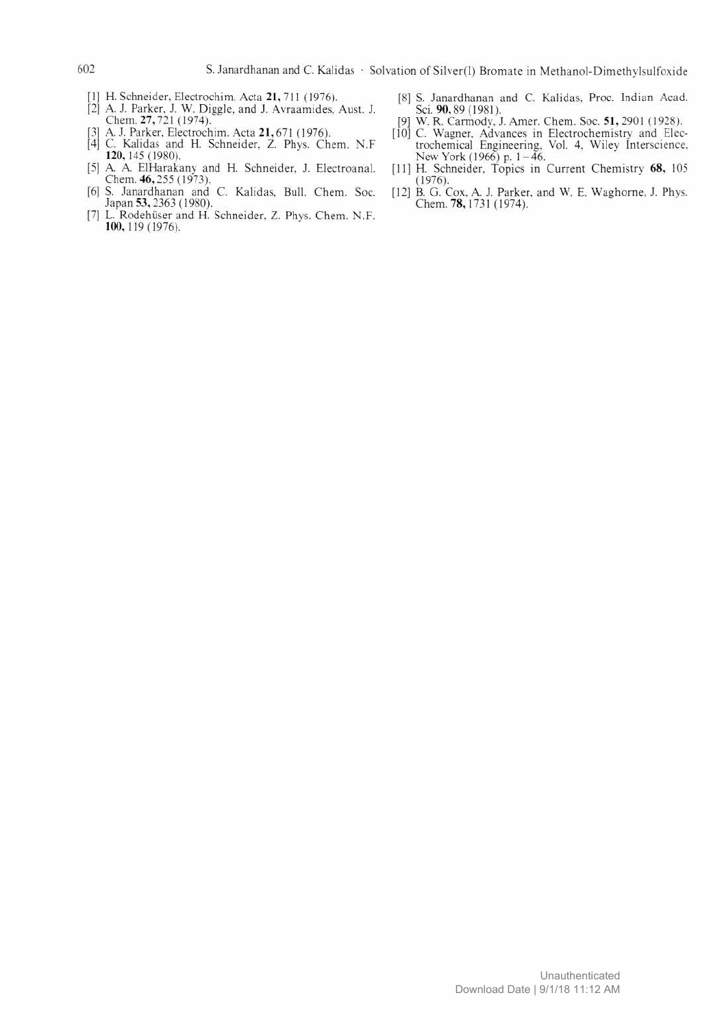[1] H. Schneider, Electrochim. Acta **21**, 711 (1976).

[2] A. J. Parker, J. W. Diggle, and J. Avraamides, Aust. J. Chem. **27**, 721 (1974).

[3] A. J. Parker, Electrochim. Acta **21**, 671 (1976).

[4] C. Kalidas and H. Schneider, Z. Phys. Chem. N.F **120**, 145 (1980).

[5] A. A. ElHarakany and H. Schneider, J. Electroanal. Chem. **46**, 255 (1973).

[6] S. Janardhanan and C. Kalidas, Bull. Chem. Soc. Japan **53**, 2363 (1980).

[7] L. Rodehüser and H. Schneider, Z. Phys. Chem. N.F. **100**, 119 (1976).

[8] S. Janardhanan and C. Kalidas, Proc. Indian Acad. Sci. **90**, 89 (1981).

[9] W. R. Carmody, J. Amer. Chem. Soc. **51**, 2901 (1928).

[10] C. Wagner, Advances in Electrochemistry and Electrochemical Engineering, Vol. 4, Wiley Interscience, New York (1966) p. 1–46.

[11] H. Schneider, Topics in Current Chemistry **68**, 105 (1976).

[12] B. G. Cox, A. J. Parker, and W. E. Waghorne, J. Phys. Chem. **78**, 1731 (1974).